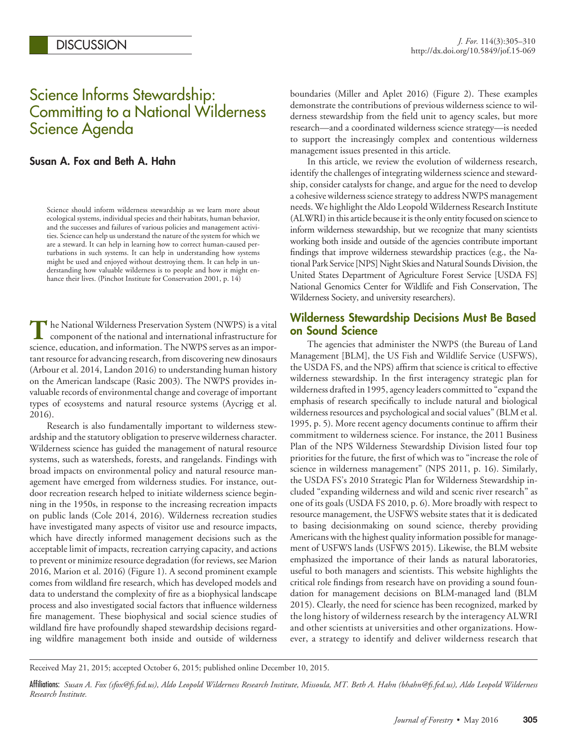DISCUSSION

# Science Informs Stewardship: Committing to a National Wilderness Science Agenda

## Susan A. Fox and Beth A. Hahn

> Science should inform wilderness stewardship as we learn more about ecological systems, individual species and their habitats, human behavior, and the successes and failures of various policies and management activities. Science can help us understand the nature of the system for which we are a steward. It can help in learning how to correct human-caused perturbations in such systems. It can help in understanding how systems might be used and enjoyed without destroying them. It can help in understanding how valuable wilderness is to people and how it might enhance their lives. (Pinchot Institute for Conservation 2001, p. 14)

The National Wilderness Preservation System (NWPS) is a vital component of the national and international infrastructure for science, education, and information. The NWPS serves as an important resource for advancing research, from discovering new dinosaurs (Arbour et al. 2014, Landon 2016) to understanding human history on the American landscape (Rasic 2003). The NWPS provides invaluable records of environmental change and coverage of important types of ecosystems and natural resource systems (Aycrigg et al. 2016).

Research is also fundamentally important to wilderness stewardship and the statutory obligation to preserve wilderness character. Wilderness science has guided the management of natural resource systems, such as watersheds, forests, and rangelands. Findings with broad impacts on environmental policy and natural resource management have emerged from wilderness studies. For instance, outdoor recreation research helped to initiate wilderness science beginning in the 1950s, in response to the increasing recreation impacts on public lands (Cole 2014, 2016). Wilderness recreation studies have investigated many aspects of visitor use and resource impacts, which have directly informed management decisions such as the acceptable limit of impacts, recreation carrying capacity, and actions to prevent or minimize resource degradation (for reviews, see Marion 2016, Marion et al. 2016) (Figure 1). A second prominent example comes from wildland fire research, which has developed models and data to understand the complexity of fire as a biophysical landscape process and also investigated social factors that influence wilderness fire management. These biophysical and social science studies of wildland fire have profoundly shaped stewardship decisions regarding wildfire management both inside and outside of wilderness boundaries (Miller and Aplet 2016) (Figure 2). These examples demonstrate the contributions of previous wilderness science to wilderness stewardship from the field unit to agency scales, but more research—and a coordinated wilderness science strategy—is needed to support the increasingly complex and contentious wilderness management issues presented in this article.

In this article, we review the evolution of wilderness research, identify the challenges of integrating wilderness science and stewardship, consider catalysts for change, and argue for the need to develop a cohesive wilderness science strategy to address NWPS management needs. We highlight the Aldo Leopold Wilderness Research Institute (ALWRI) in this article because it is the only entity focused on science to inform wilderness stewardship, but we recognize that many scientists working both inside and outside of the agencies contribute important findings that improve wilderness stewardship practices (e.g., the National Park Service [NPS] Night Skies and Natural Sounds Division, the United States Department of Agriculture Forest Service [USDA FS] National Genomics Center for Wildlife and Fish Conservation, The Wilderness Society, and university researchers).

## Wilderness Stewardship Decisions Must Be Based on Sound Science

The agencies that administer the NWPS (the Bureau of Land Management [BLM], the US Fish and Wildlife Service (USFWS), the USDA FS, and the NPS) affirm that science is critical to effective wilderness stewardship. In the first interagency strategic plan for wilderness drafted in 1995, agency leaders committed to "expand the emphasis of research specifically to include natural and biological wilderness resources and psychological and social values" (BLM et al. 1995, p. 5). More recent agency documents continue to affirm their commitment to wilderness science. For instance, the 2011 Business Plan of the NPS Wilderness Stewardship Division listed four top priorities for the future, the first of which was to "increase the role of science in wilderness management" (NPS 2011, p. 16). Similarly, the USDA FS's 2010 Strategic Plan for Wilderness Stewardship included "expanding wilderness and wild and scenic river research" as one of its goals (USDA FS 2010, p. 6). More broadly with respect to resource management, the USFWS website states that it is dedicated to basing decisionmaking on sound science, thereby providing Americans with the highest quality information possible for management of USFWS lands (USFWS 2015). Likewise, the BLM website emphasized the importance of their lands as natural laboratories, useful to both managers and scientists. This website highlights the critical role findings from research have on providing a sound foundation for management decisions on BLM-managed land (BLM 2015). Clearly, the need for science has been recognized, marked by the long history of wilderness research by the interagency ALWRI and other scientists at universities and other organizations. However, a strategy to identify and deliver wilderness research that

---

Received May 21, 2015; accepted October 6, 2015; published online December 10, 2015.

**Affiliations:** *Susan A. Fox (sfox@fs.fed.us), Aldo Leopold Wilderness Research Institute, Missoula, MT. Beth A. Hahn (bhahn@fs.fed.us), Aldo Leopold Wilderness Research Institute.*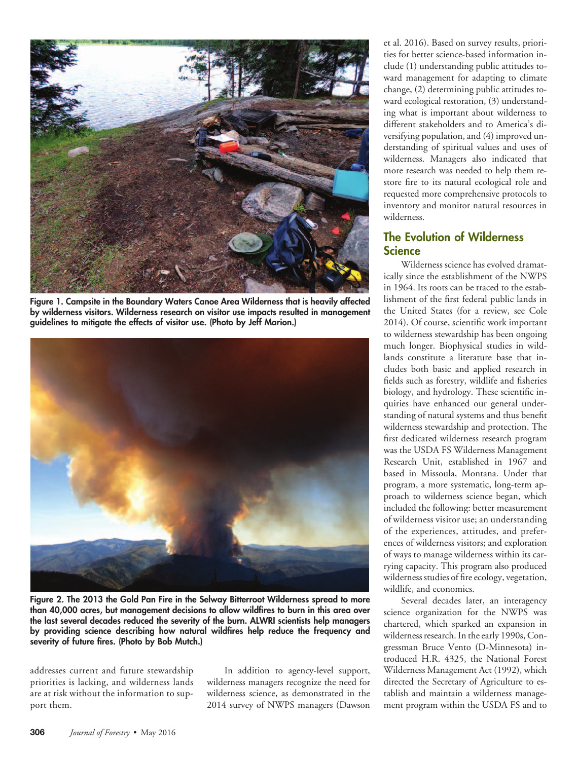Figure 1. Campsite in the Boundary Waters Canoe Area Wilderness that is heavily affected by wilderness visitors. Wilderness research on visitor use impacts resulted in management guidelines to mitigate the effects of visitor use. (Photo by Jeff Marion.)

Figure 2. The 2013 the Gold Pan Fire in the Selway Bitterroot Wilderness spread to more than 40,000 acres, but management decisions to allow wildfires to burn in this area over the last several decades reduced the severity of the burn. ALWRI scientists help managers by providing science describing how natural wildfires help reduce the frequency and severity of future fires. (Photo by Bob Mutch.)

addresses current and future stewardship priorities is lacking, and wilderness lands are at risk without the information to support them.

In addition to agency-level support, wilderness managers recognize the need for wilderness science, as demonstrated in the 2014 survey of NWPS managers (Dawson et al. 2016). Based on survey results, priorities for better science-based information include (1) understanding public attitudes toward management for adapting to climate change, (2) determining public attitudes toward ecological restoration, (3) understanding what is important about wilderness to different stakeholders and to America's diversifying population, and (4) improved understanding of spiritual values and uses of wilderness. Managers also indicated that more research was needed to help them restore fire to its natural ecological role and requested more comprehensive protocols to inventory and monitor natural resources in wilderness.

## The Evolution of Wilderness Science

Wilderness science has evolved dramatically since the establishment of the NWPS in 1964. Its roots can be traced to the establishment of the first federal public lands in the United States (for a review, see Cole 2014). Of course, scientific work important to wilderness stewardship has been ongoing much longer. Biophysical studies in wildlands constitute a literature base that includes both basic and applied research in fields such as forestry, wildlife and fisheries biology, and hydrology. These scientific inquiries have enhanced our general understanding of natural systems and thus benefit wilderness stewardship and protection. The first dedicated wilderness research program was the USDA FS Wilderness Management Research Unit, established in 1967 and based in Missoula, Montana. Under that program, a more systematic, long-term approach to wilderness science began, which included the following: better measurement of wilderness visitor use; an understanding of the experiences, attitudes, and preferences of wilderness visitors; and exploration of ways to manage wilderness within its carrying capacity. This program also produced wilderness studies of fire ecology, vegetation, wildlife, and economics.

Several decades later, an interagency science organization for the NWPS was chartered, which sparked an expansion in wilderness research. In the early 1990s, Congressman Bruce Vento (D-Minnesota) introduced H.R. 4325, the National Forest Wilderness Management Act (1992), which directed the Secretary of Agriculture to establish and maintain a wilderness management program within the USDA FS and to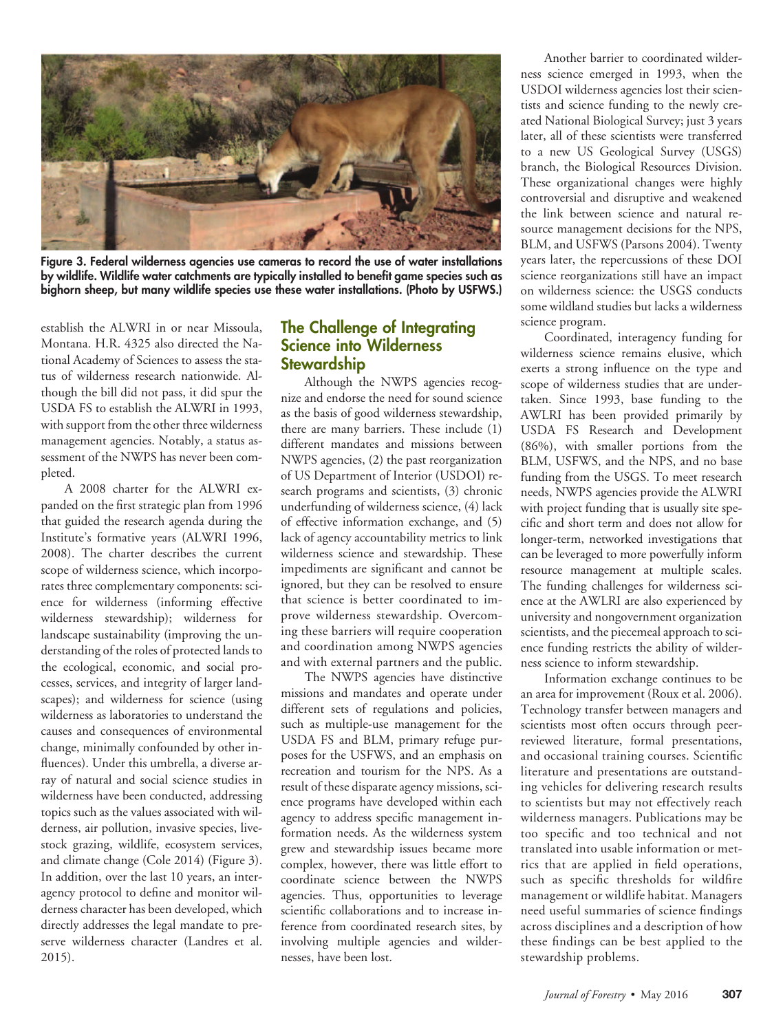Figure 3. Federal wilderness agencies use cameras to record the use of water installations by wildlife. Wildlife water catchments are typically installed to benefit game species such as bighorn sheep, but many wildlife species use these water installations. (Photo by USFWS.)

establish the ALWRI in or near Missoula, Montana. H.R. 4325 also directed the National Academy of Sciences to assess the status of wilderness research nationwide. Although the bill did not pass, it did spur the USDA FS to establish the ALWRI in 1993, with support from the other three wilderness management agencies. Notably, a status assessment of the NWPS has never been completed.

A 2008 charter for the ALWRI expanded on the first strategic plan from 1996 that guided the research agenda during the Institute's formative years (ALWRI 1996, 2008). The charter describes the current scope of wilderness science, which incorporates three complementary components: science for wilderness (informing effective wilderness stewardship); wilderness for landscape sustainability (improving the understanding of the roles of protected lands to the ecological, economic, and social processes, services, and integrity of larger landscapes); and wilderness for science (using wilderness as laboratories to understand the causes and consequences of environmental change, minimally confounded by other influences). Under this umbrella, a diverse array of natural and social science studies in wilderness have been conducted, addressing topics such as the values associated with wilderness, air pollution, invasive species, livestock grazing, wildlife, ecosystem services, and climate change (Cole 2014) (Figure 3). In addition, over the last 10 years, an interagency protocol to define and monitor wilderness character has been developed, which directly addresses the legal mandate to preserve wilderness character (Landres et al. 2015).

## The Challenge of Integrating Science into Wilderness Stewardship

Although the NWPS agencies recognize and endorse the need for sound science as the basis of good wilderness stewardship, there are many barriers. These include (1) different mandates and missions between NWPS agencies, (2) the past reorganization of US Department of Interior (USDOI) research programs and scientists, (3) chronic underfunding of wilderness science, (4) lack of effective information exchange, and (5) lack of agency accountability metrics to link wilderness science and stewardship. These impediments are significant and cannot be ignored, but they can be resolved to ensure that science is better coordinated to improve wilderness stewardship. Overcoming these barriers will require cooperation and coordination among NWPS agencies and with external partners and the public.

The NWPS agencies have distinctive missions and mandates and operate under different sets of regulations and policies, such as multiple-use management for the USDA FS and BLM, primary refuge purposes for the USFWS, and an emphasis on recreation and tourism for the NPS. As a result of these disparate agency missions, science programs have developed within each agency to address specific management information needs. As the wilderness system grew and stewardship issues became more complex, however, there was little effort to coordinate science between the NWPS agencies. Thus, opportunities to leverage scientific collaborations and to increase inference from coordinated research sites, by involving multiple agencies and wildernesses, have been lost.

Another barrier to coordinated wilderness science emerged in 1993, when the USDOI wilderness agencies lost their scientists and science funding to the newly created National Biological Survey; just 3 years later, all of these scientists were transferred to a new US Geological Survey (USGS) branch, the Biological Resources Division. These organizational changes were highly controversial and disruptive and weakened the link between science and natural resource management decisions for the NPS, BLM, and USFWS (Parsons 2004). Twenty years later, the repercussions of these DOI science reorganizations still have an impact on wilderness science: the USGS conducts some wildland studies but lacks a wilderness science program.

Coordinated, interagency funding for wilderness science remains elusive, which exerts a strong influence on the type and scope of wilderness studies that are undertaken. Since 1993, base funding to the AWLRI has been provided primarily by USDA FS Research and Development (86%), with smaller portions from the BLM, USFWS, and the NPS, and no base funding from the USGS. To meet research needs, NWPS agencies provide the ALWRI with project funding that is usually site specific and short term and does not allow for longer-term, networked investigations that can be leveraged to more powerfully inform resource management at multiple scales. The funding challenges for wilderness science at the AWLRI are also experienced by university and nongovernment organization scientists, and the piecemeal approach to science funding restricts the ability of wilderness science to inform stewardship.

Information exchange continues to be an area for improvement (Roux et al. 2006). Technology transfer between managers and scientists most often occurs through peer-reviewed literature, formal presentations, and occasional training courses. Scientific literature and presentations are outstanding vehicles for delivering research results to scientists but may not effectively reach wilderness managers. Publications may be too specific and too technical and not translated into usable information or metrics that are applied in field operations, such as specific thresholds for wildfire management or wildlife habitat. Managers need useful summaries of science findings across disciplines and a description of how these findings can be best applied to the stewardship problems.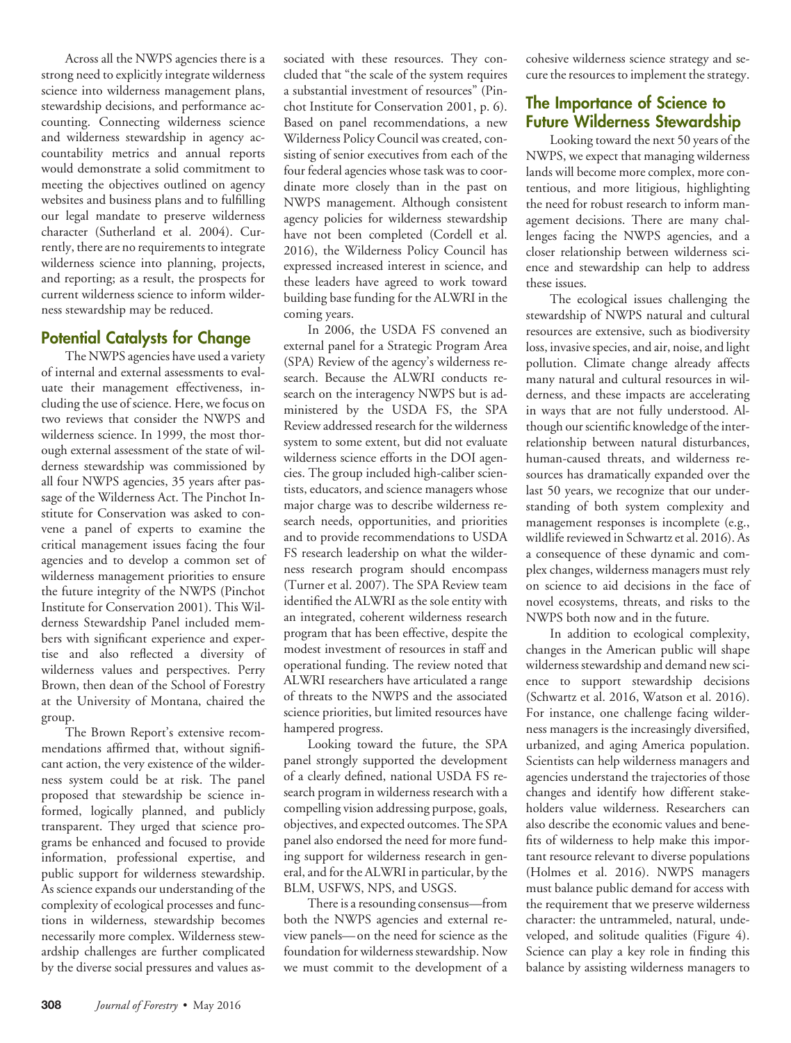Across all the NWPS agencies there is a strong need to explicitly integrate wilderness science into wilderness management plans, stewardship decisions, and performance accounting. Connecting wilderness science and wilderness stewardship in agency accountability metrics and annual reports would demonstrate a solid commitment to meeting the objectives outlined on agency websites and business plans and to fulfilling our legal mandate to preserve wilderness character (Sutherland et al. 2004). Currently, there are no requirements to integrate wilderness science into planning, projects, and reporting; as a result, the prospects for current wilderness science to inform wilderness stewardship may be reduced.

## Potential Catalysts for Change

The NWPS agencies have used a variety of internal and external assessments to evaluate their management effectiveness, including the use of science. Here, we focus on two reviews that consider the NWPS and wilderness science. In 1999, the most thorough external assessment of the state of wilderness stewardship was commissioned by all four NWPS agencies, 35 years after passage of the Wilderness Act. The Pinchot Institute for Conservation was asked to convene a panel of experts to examine the critical management issues facing the four agencies and to develop a common set of wilderness management priorities to ensure the future integrity of the NWPS (Pinchot Institute for Conservation 2001). This Wilderness Stewardship Panel included members with significant experience and expertise and also reflected a diversity of wilderness values and perspectives. Perry Brown, then dean of the School of Forestry at the University of Montana, chaired the group.

The Brown Report's extensive recommendations affirmed that, without significant action, the very existence of the wilderness system could be at risk. The panel proposed that stewardship be science informed, logically planned, and publicly transparent. They urged that science programs be enhanced and focused to provide information, professional expertise, and public support for wilderness stewardship. As science expands our understanding of the complexity of ecological processes and functions in wilderness, stewardship becomes necessarily more complex. Wilderness stewardship challenges are further complicated by the diverse social pressures and values associated with these resources. They concluded that "the scale of the system requires a substantial investment of resources" (Pinchot Institute for Conservation 2001, p. 6). Based on panel recommendations, a new Wilderness Policy Council was created, consisting of senior executives from each of the four federal agencies whose task was to coordinate more closely than in the past on NWPS management. Although consistent agency policies for wilderness stewardship have not been completed (Cordell et al. 2016), the Wilderness Policy Council has expressed increased interest in science, and these leaders have agreed to work toward building base funding for the ALWRI in the coming years.

In 2006, the USDA FS convened an external panel for a Strategic Program Area (SPA) Review of the agency's wilderness research. Because the ALWRI conducts research on the interagency NWPS but is administered by the USDA FS, the SPA Review addressed research for the wilderness system to some extent, but did not evaluate wilderness science efforts in the DOI agencies. The group included high-caliber scientists, educators, and science managers whose major charge was to describe wilderness research needs, opportunities, and priorities and to provide recommendations to USDA FS research leadership on what the wilderness research program should encompass (Turner et al. 2007). The SPA Review team identified the ALWRI as the sole entity with an integrated, coherent wilderness research program that has been effective, despite the modest investment of resources in staff and operational funding. The review noted that ALWRI researchers have articulated a range of threats to the NWPS and the associated science priorities, but limited resources have hampered progress.

Looking toward the future, the SPA panel strongly supported the development of a clearly defined, national USDA FS research program in wilderness research with a compelling vision addressing purpose, goals, objectives, and expected outcomes. The SPA panel also endorsed the need for more funding support for wilderness research in general, and for the ALWRI in particular, by the BLM, USFWS, NPS, and USGS.

There is a resounding consensus—from both the NWPS agencies and external review panels—on the need for science as the foundation for wilderness stewardship. Now we must commit to the development of a cohesive wilderness science strategy and secure the resources to implement the strategy.

## The Importance of Science to Future Wilderness Stewardship

Looking toward the next 50 years of the NWPS, we expect that managing wilderness lands will become more complex, more contentious, and more litigious, highlighting the need for robust research to inform management decisions. There are many challenges facing the NWPS agencies, and a closer relationship between wilderness science and stewardship can help to address these issues.

The ecological issues challenging the stewardship of NWPS natural and cultural resources are extensive, such as biodiversity loss, invasive species, and air, noise, and light pollution. Climate change already affects many natural and cultural resources in wilderness, and these impacts are accelerating in ways that are not fully understood. Although our scientific knowledge of the interrelationship between natural disturbances, human-caused threats, and wilderness resources has dramatically expanded over the last 50 years, we recognize that our understanding of both system complexity and management responses is incomplete (e.g., wildlife reviewed in Schwartz et al. 2016). As a consequence of these dynamic and complex changes, wilderness managers must rely on science to aid decisions in the face of novel ecosystems, threats, and risks to the NWPS both now and in the future.

In addition to ecological complexity, changes in the American public will shape wilderness stewardship and demand new science to support stewardship decisions (Schwartz et al. 2016, Watson et al. 2016). For instance, one challenge facing wilderness managers is the increasingly diversified, urbanized, and aging America population. Scientists can help wilderness managers and agencies understand the trajectories of those changes and identify how different stakeholders value wilderness. Researchers can also describe the economic values and benefits of wilderness to help make this important resource relevant to diverse populations (Holmes et al. 2016). NWPS managers must balance public demand for access with the requirement that we preserve wilderness character: the untrammeled, natural, undeveloped, and solitude qualities (Figure 4). Science can play a key role in finding this balance by assisting wilderness managers to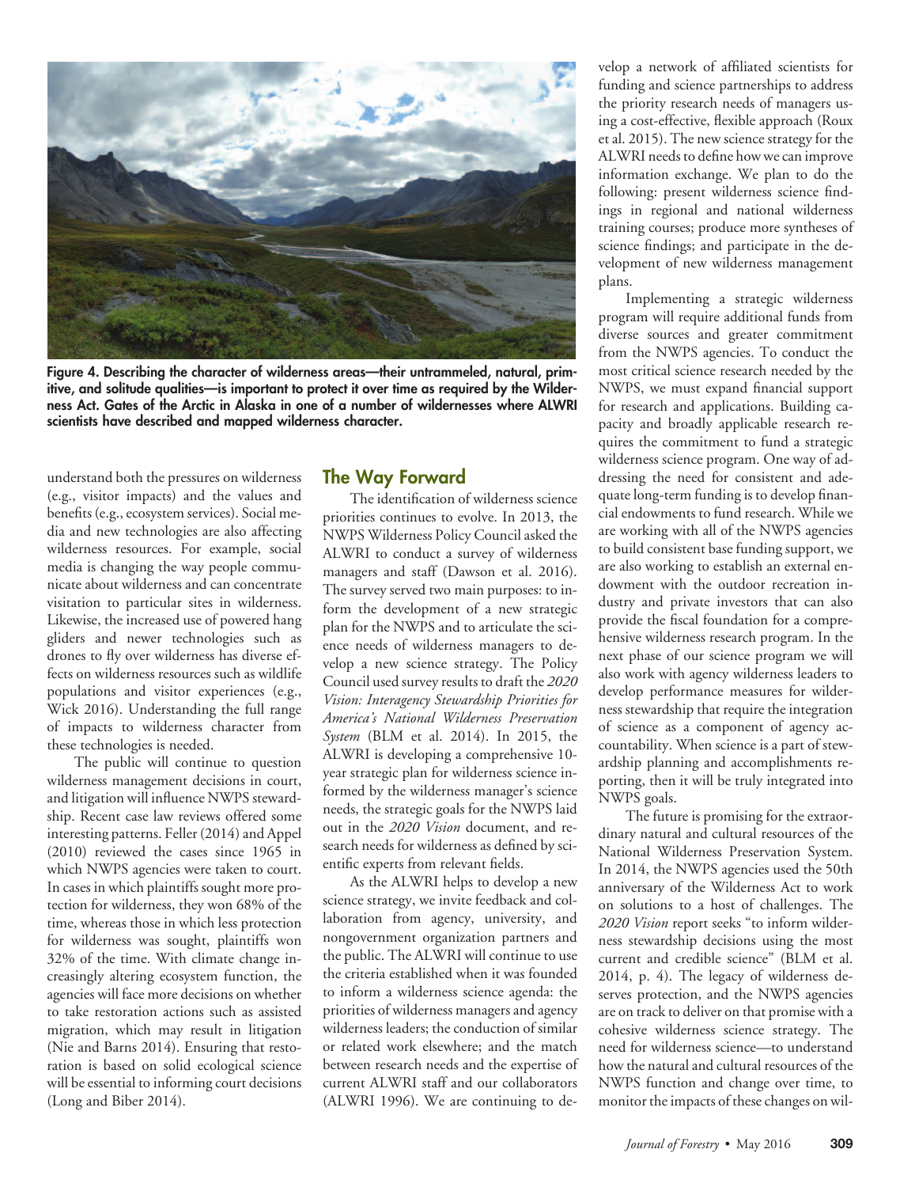Figure 4. Describing the character of wilderness areas—their untrammeled, natural, primitive, and solitude qualities—is important to protect it over time as required by the Wilderness Act. Gates of the Arctic in Alaska in one of a number of wildernesses where ALWRI scientists have described and mapped wilderness character.

understand both the pressures on wilderness (e.g., visitor impacts) and the values and benefits (e.g., ecosystem services). Social media and new technologies are also affecting wilderness resources. For example, social media is changing the way people communicate about wilderness and can concentrate visitation to particular sites in wilderness. Likewise, the increased use of powered hang gliders and newer technologies such as drones to fly over wilderness has diverse effects on wilderness resources such as wildlife populations and visitor experiences (e.g., Wick 2016). Understanding the full range of impacts to wilderness character from these technologies is needed.

The public will continue to question wilderness management decisions in court, and litigation will influence NWPS stewardship. Recent case law reviews offered some interesting patterns. Feller (2014) and Appel (2010) reviewed the cases since 1965 in which NWPS agencies were taken to court. In cases in which plaintiffs sought more protection for wilderness, they won 68% of the time, whereas those in which less protection for wilderness was sought, plaintiffs won 32% of the time. With climate change increasingly altering ecosystem function, the agencies will face more decisions on whether to take restoration actions such as assisted migration, which may result in litigation (Nie and Barns 2014). Ensuring that restoration is based on solid ecological science will be essential to informing court decisions (Long and Biber 2014).

## The Way Forward

The identification of wilderness science priorities continues to evolve. In 2013, the NWPS Wilderness Policy Council asked the ALWRI to conduct a survey of wilderness managers and staff (Dawson et al. 2016). The survey served two main purposes: to inform the development of a new strategic plan for the NWPS and to articulate the science needs of wilderness managers to develop a new science strategy. The Policy Council used survey results to draft the *2020 Vision: Interagency Stewardship Priorities for America's National Wilderness Preservation System* (BLM et al. 2014). In 2015, the ALWRI is developing a comprehensive 10-year strategic plan for wilderness science informed by the wilderness manager's science needs, the strategic goals for the NWPS laid out in the *2020 Vision* document, and research needs for wilderness as defined by scientific experts from relevant fields.

As the ALWRI helps to develop a new science strategy, we invite feedback and collaboration from agency, university, and nongovernment organization partners and the public. The ALWRI will continue to use the criteria established when it was founded to inform a wilderness science agenda: the priorities of wilderness managers and agency wilderness leaders; the conduction of similar or related work elsewhere; and the match between research needs and the expertise of current ALWRI staff and our collaborators (ALWRI 1996). We are continuing to develop a network of affiliated scientists for funding and science partnerships to address the priority research needs of managers using a cost-effective, flexible approach (Roux et al. 2015). The new science strategy for the ALWRI needs to define how we can improve information exchange. We plan to do the following: present wilderness science findings in regional and national wilderness training courses; produce more syntheses of science findings; and participate in the development of new wilderness management plans.

Implementing a strategic wilderness program will require additional funds from diverse sources and greater commitment from the NWPS agencies. To conduct the most critical science research needed by the NWPS, we must expand financial support for research and applications. Building capacity and broadly applicable research requires the commitment to fund a strategic wilderness science program. One way of addressing the need for consistent and adequate long-term funding is to develop financial endowments to fund research. While we are working with all of the NWPS agencies to build consistent base funding support, we are also working to establish an external endowment with the outdoor recreation industry and private investors that can also provide the fiscal foundation for a comprehensive wilderness research program. In the next phase of our science program we will also work with agency wilderness leaders to develop performance measures for wilderness stewardship that require the integration of science as a component of agency accountability. When science is a part of stewardship planning and accomplishments reporting, then it will be truly integrated into NWPS goals.

The future is promising for the extraordinary natural and cultural resources of the National Wilderness Preservation System. In 2014, the NWPS agencies used the 50th anniversary of the Wilderness Act to work on solutions to a host of challenges. The *2020 Vision* report seeks "to inform wilderness stewardship decisions using the most current and credible science" (BLM et al. 2014, p. 4). The legacy of wilderness deserves protection, and the NWPS agencies are on track to deliver on that promise with a cohesive wilderness science strategy. The need for wilderness science—to understand how the natural and cultural resources of the NWPS function and change over time, to monitor the impacts of these changes on wil-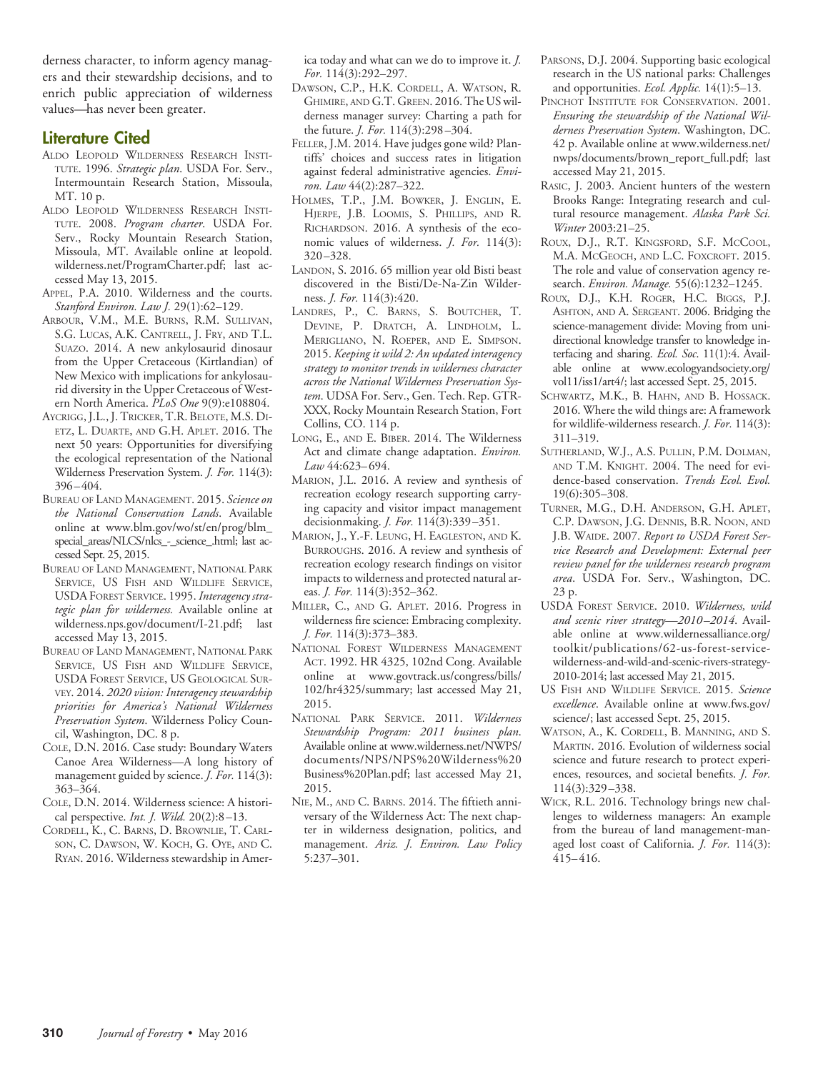derness character, to inform agency managers and their stewardship decisions, and to enrich public appreciation of wilderness values—has never been greater.

## Literature Cited

Aldo Leopold Wilderness Research Institute. 1996. *Strategic plan*. USDA For. Serv., Intermountain Research Station, Missoula, MT. 10 p.

Aldo Leopold Wilderness Research Institute. 2008. *Program charter*. USDA For. Serv., Rocky Mountain Research Station, Missoula, MT. Available online at leopold.wilderness.net/ProgramCharter.pdf; last accessed May 13, 2015.

Appel, P.A. 2010. Wilderness and the courts. *Stanford Environ. Law J.* 29(1):62–129.

Arbour, V.M., M.E. Burns, R.M. Sullivan, S.G. Lucas, A.K. Cantrell, J. Fry, and T.L. Suazo. 2014. A new ankylosaurid dinosaur from the Upper Cretaceous (Kirtlandian) of New Mexico with implications for ankylosaurid diversity in the Upper Cretaceous of Western North America. *PLoS One* 9(9):e108804.

Aycrigg, J.L., J. Tricker, T.R. Belote, M.S. Dietz, L. Duarte, and G.H. Aplet. 2016. The next 50 years: Opportunities for diversifying the ecological representation of the National Wilderness Preservation System. *J. For.* 114(3): 396–404.

Bureau of Land Management. 2015. *Science on the National Conservation Lands*. Available online at www.blm.gov/wo/st/en/prog/blm_special_areas/NLCS/nlcs_-_science_.html; last accessed Sept. 25, 2015.

Bureau of Land Management, National Park Service, US Fish and Wildlife Service, USDA Forest Service. 1995. *Interagency strategic plan for wilderness.* Available online at wilderness.nps.gov/document/I-21.pdf; last accessed May 13, 2015.

Bureau of Land Management, National Park Service, US Fish and Wildlife Service, USDA Forest Service, US Geological Survey. 2014. *2020 vision: Interagency stewardship priorities for America's National Wilderness Preservation System*. Wilderness Policy Council, Washington, DC. 8 p.

Cole, D.N. 2016. Case study: Boundary Waters Canoe Area Wilderness—A long history of management guided by science. *J. For.* 114(3): 363–364.

Cole, D.N. 2014. Wilderness science: A historical perspective. *Int. J. Wild.* 20(2):8–13.

Cordell, K., C. Barns, D. Brownlie, T. Carlson, C. Dawson, W. Koch, G. Oye, and C. Ryan. 2016. Wilderness stewardship in America today and what can we do to improve it. *J. For.* 114(3):292–297.

Dawson, C.P., H.K. Cordell, A. Watson, R. Ghimire, and G.T. Green. 2016. The US wilderness manager survey: Charting a path for the future. *J. For.* 114(3):298–304.

Feller, J.M. 2014. Have judges gone wild? Plantiffs' choices and success rates in litigation against federal administrative agencies. *Environ. Law* 44(2):287–322.

Holmes, T.P., J.M. Bowker, J. Englin, E. Hjerpe, J.B. Loomis, S. Phillips, and R. Richardson. 2016. A synthesis of the economic values of wilderness. *J. For.* 114(3): 320–328.

Landon, S. 2016. 65 million year old Bisti beast discovered in the Bisti/De-Na-Zin Wilderness. *J. For.* 114(3):420.

Landres, P., C. Barns, S. Boutcher, T. Devine, P. Dratch, A. Lindholm, L. Merigliano, N. Roeper, and E. Simpson. 2015. *Keeping it wild 2: An updated interagency strategy to monitor trends in wilderness character across the National Wilderness Preservation System*. UDSA For. Serv., Gen. Tech. Rep. GTR-XXX, Rocky Mountain Research Station, Fort Collins, CO. 114 p.

Long, E., and E. Biber. 2014. The Wilderness Act and climate change adaptation. *Environ. Law* 44:623–694.

Marion, J.L. 2016. A review and synthesis of recreation ecology research supporting carrying capacity and visitor impact management decisionmaking. *J. For.* 114(3):339–351.

Marion, J., Y.-F. Leung, H. Eagleston, and K. Burroughs. 2016. A review and synthesis of recreation ecology research findings on visitor impacts to wilderness and protected natural areas. *J. For.* 114(3):352–362.

Miller, C., and G. Aplet. 2016. Progress in wilderness fire science: Embracing complexity. *J. For.* 114(3):373–383.

National Forest Wilderness Management Act. 1992. HR 4325, 102nd Cong. Available online at www.govtrack.us/congress/bills/102/hr4325/summary; last accessed May 21, 2015.

National Park Service. 2011. *Wilderness Stewardship Program: 2011 business plan*. Available online at www.wilderness.net/NWPS/documents/NPS/NPS%20Wilderness%20Business%20Plan.pdf; last accessed May 21, 2015.

Nie, M., and C. Barns. 2014. The fiftieth anniversary of the Wilderness Act: The next chapter in wilderness designation, politics, and management. *Ariz. J. Environ. Law Policy* 5:237–301.

Parsons, D.J. 2004. Supporting basic ecological research in the US national parks: Challenges and opportunities. *Ecol. Applic.* 14(1):5–13.

Pinchot Institute for Conservation. 2001. *Ensuring the stewardship of the National Wilderness Preservation System*. Washington, DC. 42 p. Available online at www.wilderness.net/nwps/documents/brown_report_full.pdf; last accessed May 21, 2015.

Rasic, J. 2003. Ancient hunters of the western Brooks Range: Integrating research and cultural resource management. *Alaska Park Sci. Winter* 2003:21–25.

Roux, D.J., R.T. Kingsford, S.F. McCool, M.A. McGeoch, and L.C. Foxcroft. 2015. The role and value of conservation agency research. *Environ. Manage.* 55(6):1232–1245.

Roux, D.J., K.H. Roger, H.C. Biggs, P.J. Ashton, and A. Sergeant. 2006. Bridging the science-management divide: Moving from unidirectional knowledge transfer to knowledge interfacing and sharing. *Ecol. Soc.* 11(1):4. Available online at www.ecologyandsociety.org/vol11/iss1/art4/; last accessed Sept. 25, 2015.

Schwartz, M.K., B. Hahn, and B. Hossack. 2016. Where the wild things are: A framework for wildlife-wilderness research. *J. For.* 114(3): 311–319.

Sutherland, W.J., A.S. Pullin, P.M. Dolman, and T.M. Knight. 2004. The need for evidence-based conservation. *Trends Ecol. Evol.* 19(6):305–308.

Turner, M.G., D.H. Anderson, G.H. Aplet, C.P. Dawson, J.G. Dennis, B.R. Noon, and J.B. Waide. 2007. *Report to USDA Forest Service Research and Development: External peer review panel for the wilderness research program area*. USDA For. Serv., Washington, DC. 23 p.

USDA Forest Service. 2010. *Wilderness, wild and scenic river strategy—2010–2014*. Available online at www.wildernessalliance.org/toolkit/publications/62-us-forest-service-wilderness-and-wild-and-scenic-rivers-strategy-2010-2014; last accessed May 21, 2015.

US Fish and Wildlife Service. 2015. *Science excellence*. Available online at www.fws.gov/science/; last accessed Sept. 25, 2015.

Watson, A., K. Cordell, B. Manning, and S. Martin. 2016. Evolution of wilderness social science and future research to protect experiences, resources, and societal benefits. *J. For.* 114(3):329–338.

Wick, R.L. 2016. Technology brings new challenges to wilderness managers: An example from the bureau of land management-managed lost coast of California. *J. For.* 114(3): 415–416.